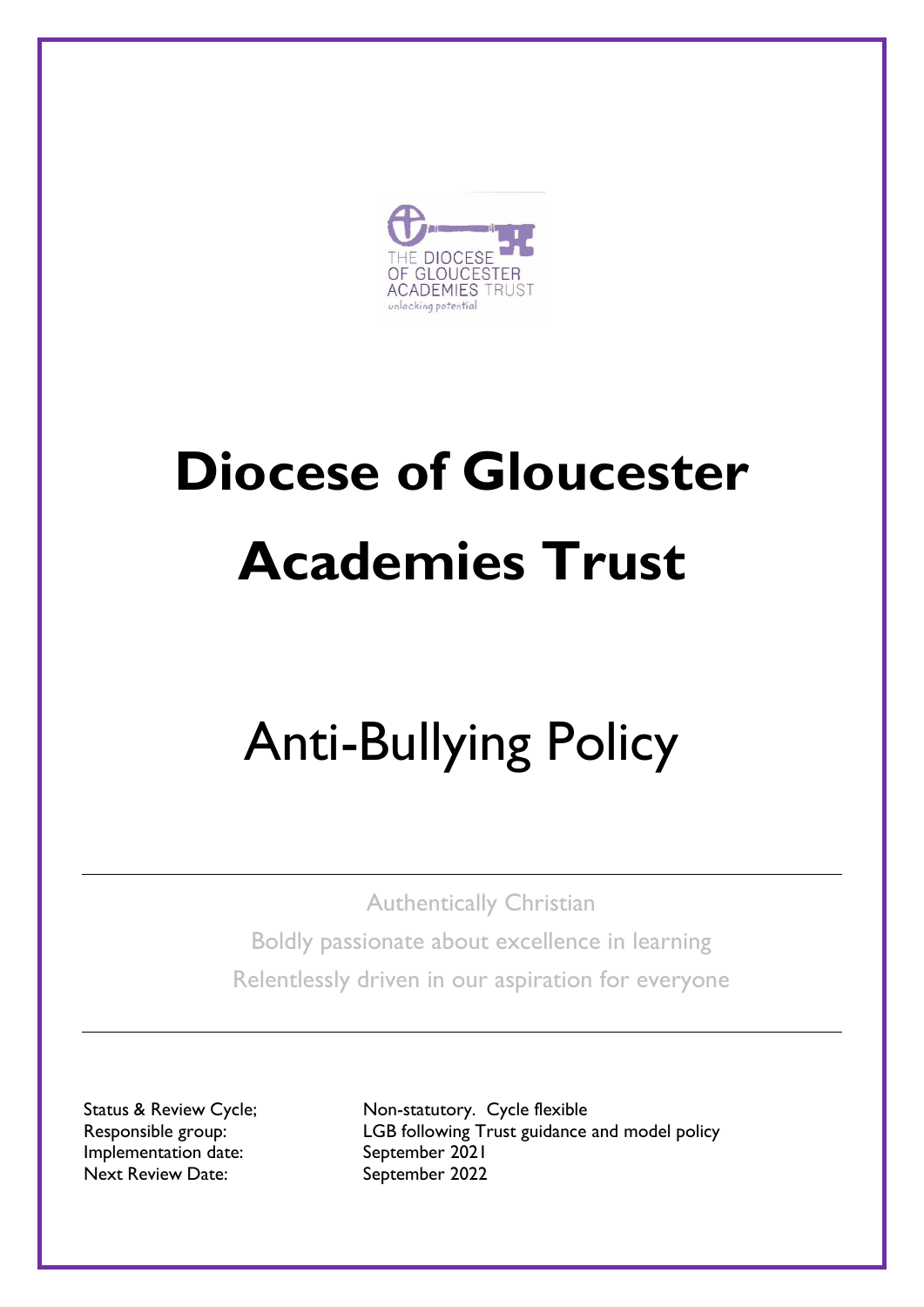# Diocese of Gloucester Academies Trust

## Anti-Bullying Policy

Authentically Christian

Boldly passionate about excellence in learning

Relentlessly driven in our aspiration for everyone

| | |
|---|---|
| Status & Review Cycle; | Non-statutory. Cycle flexible |
| Responsible group: | LGB following Trust guidance and model policy |
| Implementation date: | September 2021 |
| Next Review Date: | September 2022 |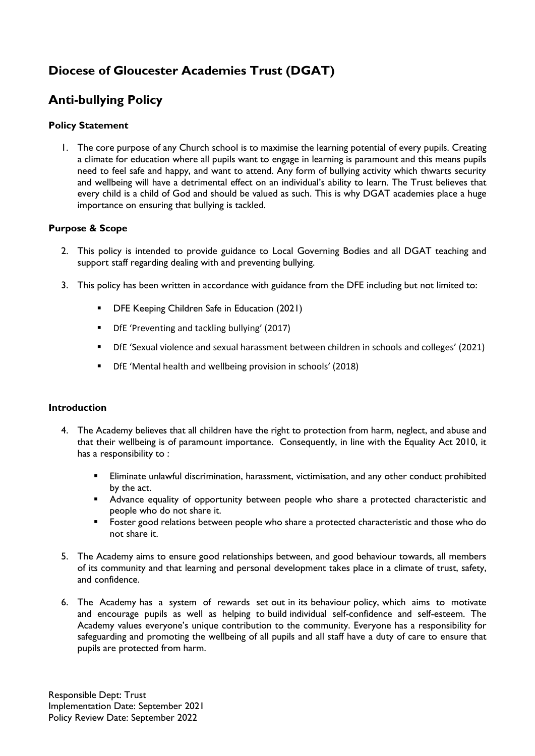# Diocese of Gloucester Academies Trust (DGAT)

# Anti-bullying Policy

### Policy Statement

1. The core purpose of any Church school is to maximise the learning potential of every pupils. Creating a climate for education where all pupils want to engage in learning is paramount and this means pupils need to feel safe and happy, and want to attend. Any form of bullying activity which thwarts security and wellbeing will have a detrimental effect on an individual's ability to learn. The Trust believes that every child is a child of God and should be valued as such. This is why DGAT academies place a huge importance on ensuring that bullying is tackled.

### Purpose & Scope

2. This policy is intended to provide guidance to Local Governing Bodies and all DGAT teaching and support staff regarding dealing with and preventing bullying.

3. This policy has been written in accordance with guidance from the DFE including but not limited to:

    - DFE Keeping Children Safe in Education (2021)
    - DfE 'Preventing and tackling bullying' (2017)
    - DfE 'Sexual violence and sexual harassment between children in schools and colleges' (2021)
    - DfE 'Mental health and wellbeing provision in schools' (2018)

### Introduction

4. The Academy believes that all children have the right to protection from harm, neglect, and abuse and that their wellbeing is of paramount importance. Consequently, in line with the Equality Act 2010, it has a responsibility to :

    - Eliminate unlawful discrimination, harassment, victimisation, and any other conduct prohibited by the act.
    - Advance equality of opportunity between people who share a protected characteristic and people who do not share it.
    - Foster good relations between people who share a protected characteristic and those who do not share it.

5. The Academy aims to ensure good relationships between, and good behaviour towards, all members of its community and that learning and personal development takes place in a climate of trust, safety, and confidence.

6. The Academy has a system of rewards set out in its behaviour policy, which aims to motivate and encourage pupils as well as helping to build individual self-confidence and self-esteem. The Academy values everyone's unique contribution to the community. Everyone has a responsibility for safeguarding and promoting the wellbeing of all pupils and all staff have a duty of care to ensure that pupils are protected from harm.

Responsible Dept: Trust
Implementation Date: September 2021
Policy Review Date: September 2022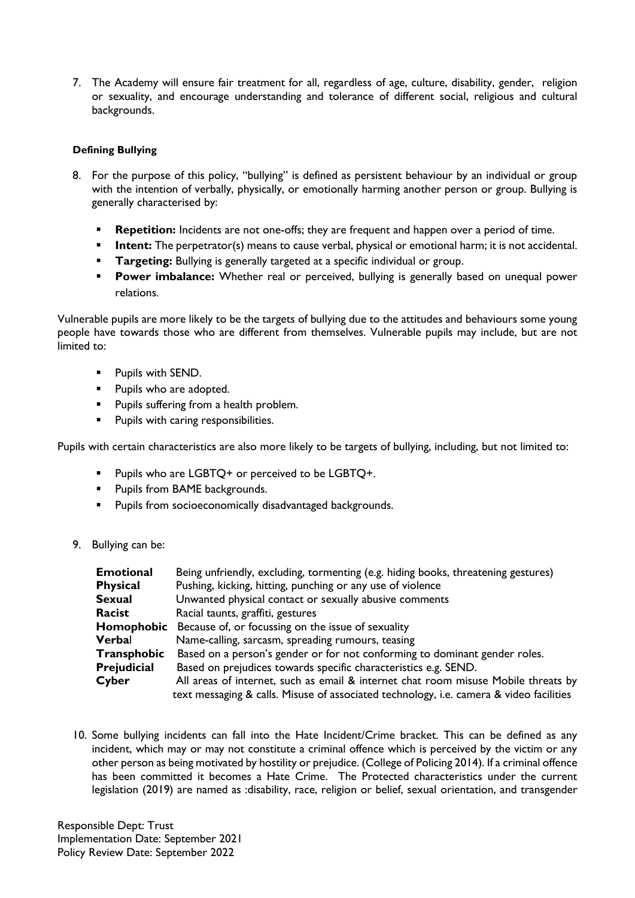7. The Academy will ensure fair treatment for all, regardless of age, culture, disability, gender, religion or sexuality, and encourage understanding and tolerance of different social, religious and cultural backgrounds.

#### Defining Bullying

8. For the purpose of this policy, "bullying" is defined as persistent behaviour by an individual or group with the intention of verbally, physically, or emotionally harming another person or group. Bullying is generally characterised by:

   - **Repetition:** Incidents are not one-offs; they are frequent and happen over a period of time.
   - **Intent:** The perpetrator(s) means to cause verbal, physical or emotional harm; it is not accidental.
   - **Targeting:** Bullying is generally targeted at a specific individual or group.
   - **Power imbalance:** Whether real or perceived, bullying is generally based on unequal power relations.

Vulnerable pupils are more likely to be the targets of bullying due to the attitudes and behaviours some young people have towards those who are different from themselves. Vulnerable pupils may include, but are not limited to:

- Pupils with SEND.
- Pupils who are adopted.
- Pupils suffering from a health problem.
- Pupils with caring responsibilities.

Pupils with certain characteristics are also more likely to be targets of bullying, including, but not limited to:

- Pupils who are LGBTQ+ or perceived to be LGBTQ+.
- Pupils from BAME backgrounds.
- Pupils from socioeconomically disadvantaged backgrounds.

9. Bullying can be:

| | |
|---|---|
| **Emotional** | Being unfriendly, excluding, tormenting (e.g. hiding books, threatening gestures) |
| **Physical** | Pushing, kicking, hitting, punching or any use of violence |
| **Sexual** | Unwanted physical contact or sexually abusive comments |
| **Racist** | Racial taunts, graffiti, gestures |
| **Homophobic** | Because of, or focussing on the issue of sexuality |
| **Verbal** | Name-calling, sarcasm, spreading rumours, teasing |
| **Transphobic** | Based on a person's gender or for not conforming to dominant gender roles. |
| **Prejudicial** | Based on prejudices towards specific characteristics e.g. SEND. |
| **Cyber** | All areas of internet, such as email & internet chat room misuse Mobile threats by text messaging & calls. Misuse of associated technology, i.e. camera & video facilities |

10. Some bullying incidents can fall into the Hate Incident/Crime bracket. This can be defined as any incident, which may or may not constitute a criminal offence which is perceived by the victim or any other person as being motivated by hostility or prejudice. (College of Policing 2014). If a criminal offence has been committed it becomes a Hate Crime. The Protected characteristics under the current legislation (2019) are named as :disability, race, religion or belief, sexual orientation, and transgender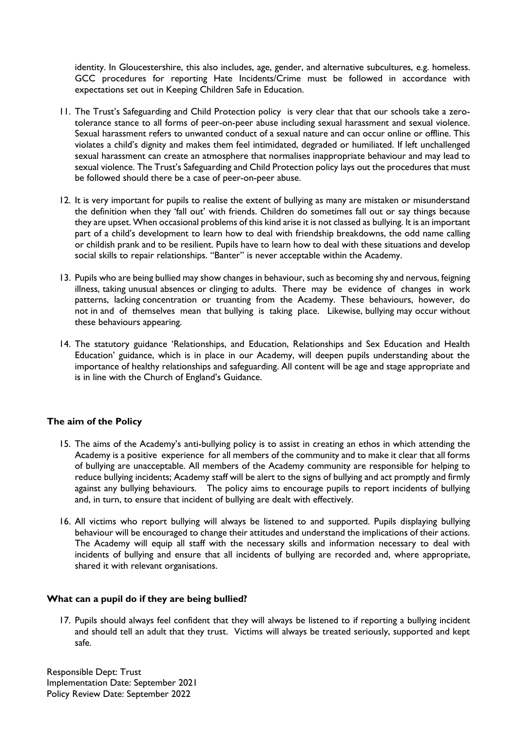identity. In Gloucestershire, this also includes, age, gender, and alternative subcultures, e.g. homeless. GCC procedures for reporting Hate Incidents/Crime must be followed in accordance with expectations set out in Keeping Children Safe in Education.

11. The Trust's Safeguarding and Child Protection policy is very clear that that our schools take a zero-tolerance stance to all forms of peer-on-peer abuse including sexual harassment and sexual violence. Sexual harassment refers to unwanted conduct of a sexual nature and can occur online or offline. This violates a child's dignity and makes them feel intimidated, degraded or humiliated. If left unchallenged sexual harassment can create an atmosphere that normalises inappropriate behaviour and may lead to sexual violence. The Trust's Safeguarding and Child Protection policy lays out the procedures that must be followed should there be a case of peer-on-peer abuse.

12. It is very important for pupils to realise the extent of bullying as many are mistaken or misunderstand the definition when they 'fall out' with friends. Children do sometimes fall out or say things because they are upset. When occasional problems of this kind arise it is not classed as bullying. It is an important part of a child's development to learn how to deal with friendship breakdowns, the odd name calling or childish prank and to be resilient. Pupils have to learn how to deal with these situations and develop social skills to repair relationships. "Banter" is never acceptable within the Academy.

13. Pupils who are being bullied may show changes in behaviour, such as becoming shy and nervous, feigning illness, taking unusual absences or clinging to adults. There may be evidence of changes in work patterns, lacking concentration or truanting from the Academy. These behaviours, however, do not in and of themselves mean that bullying is taking place. Likewise, bullying may occur without these behaviours appearing.

14. The statutory guidance 'Relationships, and Education, Relationships and Sex Education and Health Education' guidance, which is in place in our Academy, will deepen pupils understanding about the importance of healthy relationships and safeguarding. All content will be age and stage appropriate and is in line with the Church of England's Guidance.

### The aim of the Policy

15. The aims of the Academy's anti-bullying policy is to assist in creating an ethos in which attending the Academy is a positive experience for all members of the community and to make it clear that all forms of bullying are unacceptable. All members of the Academy community are responsible for helping to reduce bullying incidents; Academy staff will be alert to the signs of bullying and act promptly and firmly against any bullying behaviours. The policy aims to encourage pupils to report incidents of bullying and, in turn, to ensure that incident of bullying are dealt with effectively.

16. All victims who report bullying will always be listened to and supported. Pupils displaying bullying behaviour will be encouraged to change their attitudes and understand the implications of their actions. The Academy will equip all staff with the necessary skills and information necessary to deal with incidents of bullying and ensure that all incidents of bullying are recorded and, where appropriate, shared it with relevant organisations.

### What can a pupil do if they are being bullied?

17. Pupils should always feel confident that they will always be listened to if reporting a bullying incident and should tell an adult that they trust. Victims will always be treated seriously, supported and kept safe.

Responsible Dept: Trust
Implementation Date: September 2021
Policy Review Date: September 2022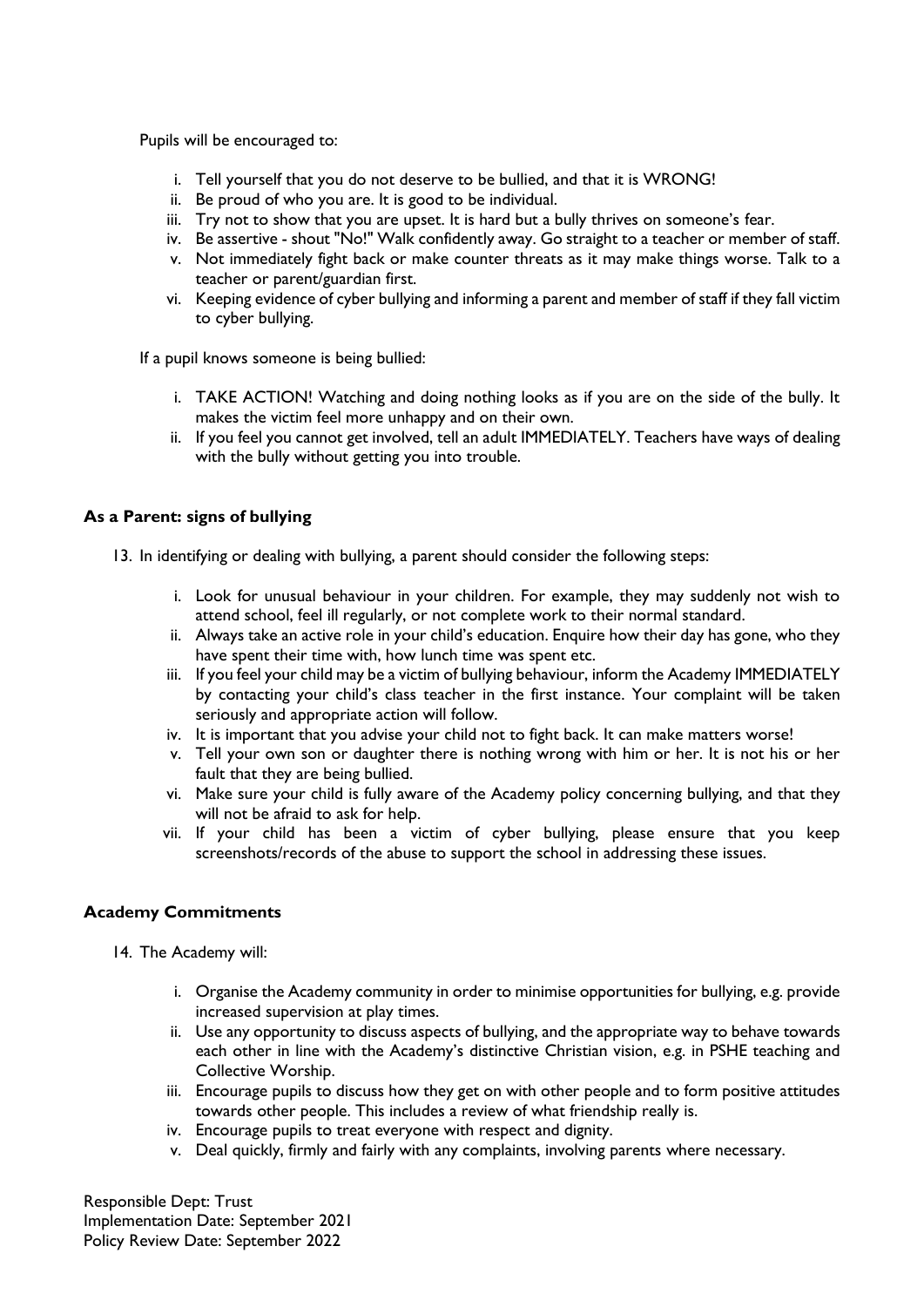Pupils will be encouraged to:

i. Tell yourself that you do not deserve to be bullied, and that it is WRONG!
ii. Be proud of who you are. It is good to be individual.
iii. Try not to show that you are upset. It is hard but a bully thrives on someone's fear.
iv. Be assertive - shout "No!" Walk confidently away. Go straight to a teacher or member of staff.
v. Not immediately fight back or make counter threats as it may make things worse. Talk to a teacher or parent/guardian first.
vi. Keeping evidence of cyber bullying and informing a parent and member of staff if they fall victim to cyber bullying.

If a pupil knows someone is being bullied:

i. TAKE ACTION! Watching and doing nothing looks as if you are on the side of the bully. It makes the victim feel more unhappy and on their own.
ii. If you feel you cannot get involved, tell an adult IMMEDIATELY. Teachers have ways of dealing with the bully without getting you into trouble.

**As a Parent: signs of bullying**

13. In identifying or dealing with bullying, a parent should consider the following steps:

    i. Look for unusual behaviour in your children. For example, they may suddenly not wish to attend school, feel ill regularly, or not complete work to their normal standard.
    ii. Always take an active role in your child's education. Enquire how their day has gone, who they have spent their time with, how lunch time was spent etc.
    iii. If you feel your child may be a victim of bullying behaviour, inform the Academy IMMEDIATELY by contacting your child's class teacher in the first instance. Your complaint will be taken seriously and appropriate action will follow.
    iv. It is important that you advise your child not to fight back. It can make matters worse!
    v. Tell your own son or daughter there is nothing wrong with him or her. It is not his or her fault that they are being bullied.
    vi. Make sure your child is fully aware of the Academy policy concerning bullying, and that they will not be afraid to ask for help.
    vii. If your child has been a victim of cyber bullying, please ensure that you keep screenshots/records of the abuse to support the school in addressing these issues.

**Academy Commitments**

14. The Academy will:

    i. Organise the Academy community in order to minimise opportunities for bullying, e.g. provide increased supervision at play times.
    ii. Use any opportunity to discuss aspects of bullying, and the appropriate way to behave towards each other in line with the Academy's distinctive Christian vision, e.g. in PSHE teaching and Collective Worship.
    iii. Encourage pupils to discuss how they get on with other people and to form positive attitudes towards other people. This includes a review of what friendship really is.
    iv. Encourage pupils to treat everyone with respect and dignity.
    v. Deal quickly, firmly and fairly with any complaints, involving parents where necessary.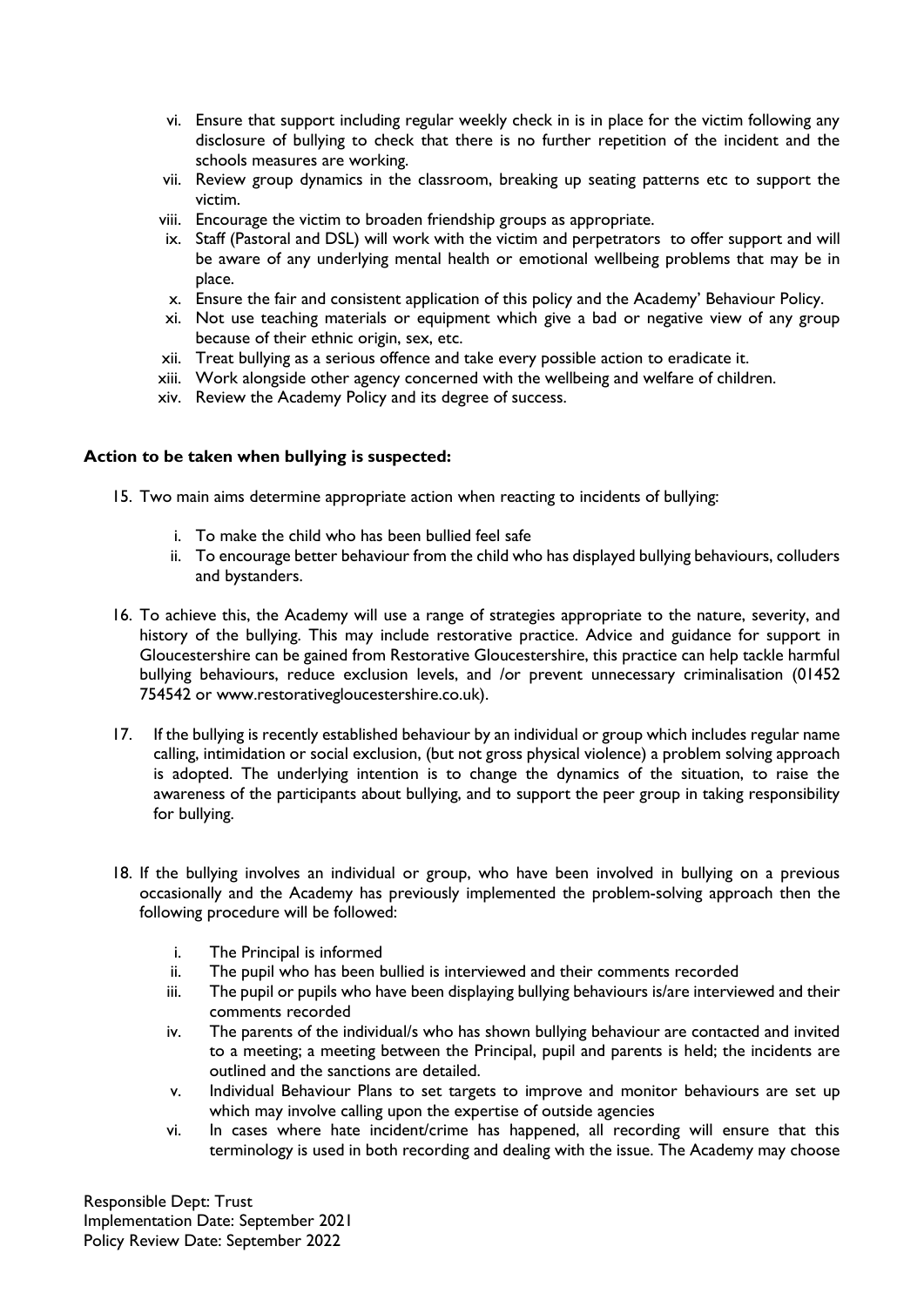vi. Ensure that support including regular weekly check in is in place for the victim following any disclosure of bullying to check that there is no further repetition of the incident and the schools measures are working.
vii. Review group dynamics in the classroom, breaking up seating patterns etc to support the victim.
viii. Encourage the victim to broaden friendship groups as appropriate.
ix. Staff (Pastoral and DSL) will work with the victim and perpetrators to offer support and will be aware of any underlying mental health or emotional wellbeing problems that may be in place.
x. Ensure the fair and consistent application of this policy and the Academy' Behaviour Policy.
xi. Not use teaching materials or equipment which give a bad or negative view of any group because of their ethnic origin, sex, etc.
xii. Treat bullying as a serious offence and take every possible action to eradicate it.
xiii. Work alongside other agency concerned with the wellbeing and welfare of children.
xiv. Review the Academy Policy and its degree of success.

**Action to be taken when bullying is suspected:**

15. Two main aims determine appropriate action when reacting to incidents of bullying:

    i. To make the child who has been bullied feel safe
    ii. To encourage better behaviour from the child who has displayed bullying behaviours, colluders and bystanders.

16. To achieve this, the Academy will use a range of strategies appropriate to the nature, severity, and history of the bullying. This may include restorative practice. Advice and guidance for support in Gloucestershire can be gained from Restorative Gloucestershire, this practice can help tackle harmful bullying behaviours, reduce exclusion levels, and /or prevent unnecessary criminalisation (01452 754542 or www.restorativegloucestershire.co.uk).

17. If the bullying is recently established behaviour by an individual or group which includes regular name calling, intimidation or social exclusion, (but not gross physical violence) a problem solving approach is adopted. The underlying intention is to change the dynamics of the situation, to raise the awareness of the participants about bullying, and to support the peer group in taking responsibility for bullying.

18. If the bullying involves an individual or group, who have been involved in bullying on a previous occasionally and the Academy has previously implemented the problem-solving approach then the following procedure will be followed:

    i. The Principal is informed
    ii. The pupil who has been bullied is interviewed and their comments recorded
    iii. The pupil or pupils who have been displaying bullying behaviours is/are interviewed and their comments recorded
    iv. The parents of the individual/s who has shown bullying behaviour are contacted and invited to a meeting; a meeting between the Principal, pupil and parents is held; the incidents are outlined and the sanctions are detailed.
    v. Individual Behaviour Plans to set targets to improve and monitor behaviours are set up which may involve calling upon the expertise of outside agencies
    vi. In cases where hate incident/crime has happened, all recording will ensure that this terminology is used in both recording and dealing with the issue. The Academy may choose

Responsible Dept: Trust
Implementation Date: September 2021
Policy Review Date: September 2022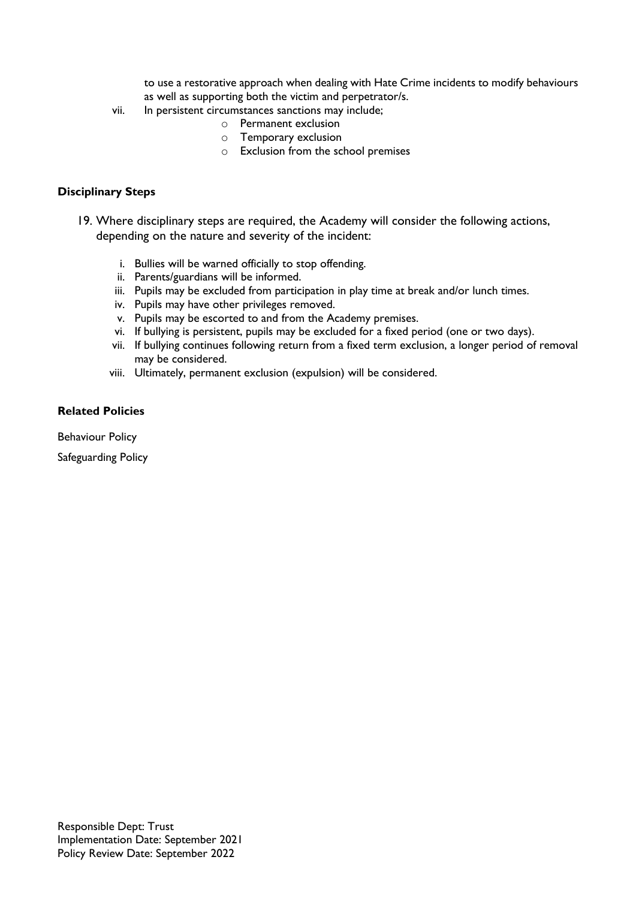to use a restorative approach when dealing with Hate Crime incidents to modify behaviours as well as supporting both the victim and perpetrator/s.

vii. In persistent circumstances sanctions may include;
   - Permanent exclusion
   - Temporary exclusion
   - Exclusion from the school premises

**Disciplinary Steps**

19. Where disciplinary steps are required, the Academy will consider the following actions, depending on the nature and severity of the incident:

   i. Bullies will be warned officially to stop offending.
   ii. Parents/guardians will be informed.
   iii. Pupils may be excluded from participation in play time at break and/or lunch times.
   iv. Pupils may have other privileges removed.
   v. Pupils may be escorted to and from the Academy premises.
   vi. If bullying is persistent, pupils may be excluded for a fixed period (one or two days).
   vii. If bullying continues following return from a fixed term exclusion, a longer period of removal may be considered.
   viii. Ultimately, permanent exclusion (expulsion) will be considered.

**Related Policies**

Behaviour Policy

Safeguarding Policy

Responsible Dept: Trust
Implementation Date: September 2021
Policy Review Date: September 2022